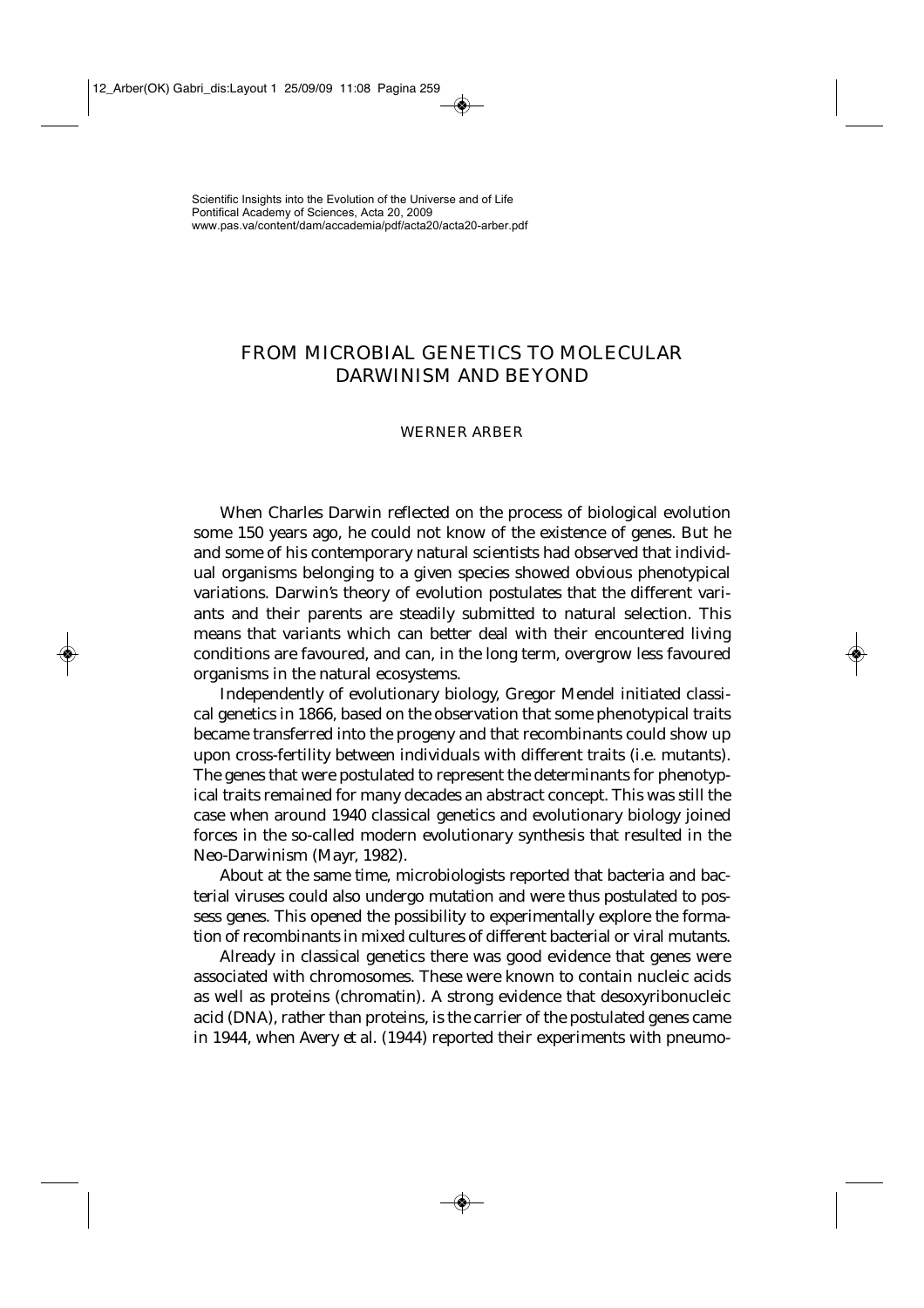Scientific Insights into the Evolution of the Universe and of Life
Pontifical Academy of Sciences, Acta 20, 2009
www.pas.va/content/dam/accademia/pdf/acta20/acta20-arber.pdf

# FROM MICROBIAL GENETICS TO MOLECULAR DARWINISM AND BEYOND

WERNER ARBER

When Charles Darwin reflected on the process of biological evolution some 150 years ago, he could not know of the existence of genes. But he and some of his contemporary natural scientists had observed that individual organisms belonging to a given species showed obvious phenotypical variations. Darwin's theory of evolution postulates that the different variants and their parents are steadily submitted to natural selection. This means that variants which can better deal with their encountered living conditions are favoured, and can, in the long term, overgrow less favoured organisms in the natural ecosystems.

Independently of evolutionary biology, Gregor Mendel initiated classical genetics in 1866, based on the observation that some phenotypical traits became transferred into the progeny and that recombinants could show up upon cross-fertility between individuals with different traits (i.e. mutants). The genes that were postulated to represent the determinants for phenotypical traits remained for many decades an abstract concept. This was still the case when around 1940 classical genetics and evolutionary biology joined forces in the so-called modern evolutionary synthesis that resulted in the Neo-Darwinism (Mayr, 1982).

About at the same time, microbiologists reported that bacteria and bacterial viruses could also undergo mutation and were thus postulated to possess genes. This opened the possibility to experimentally explore the formation of recombinants in mixed cultures of different bacterial or viral mutants.

Already in classical genetics there was good evidence that genes were associated with chromosomes. These were known to contain nucleic acids as well as proteins (chromatin). A strong evidence that desoxyribonucleic acid (DNA), rather than proteins, is the carrier of the postulated genes came in 1944, when Avery *et al.* (1944) reported their experiments with pneumo-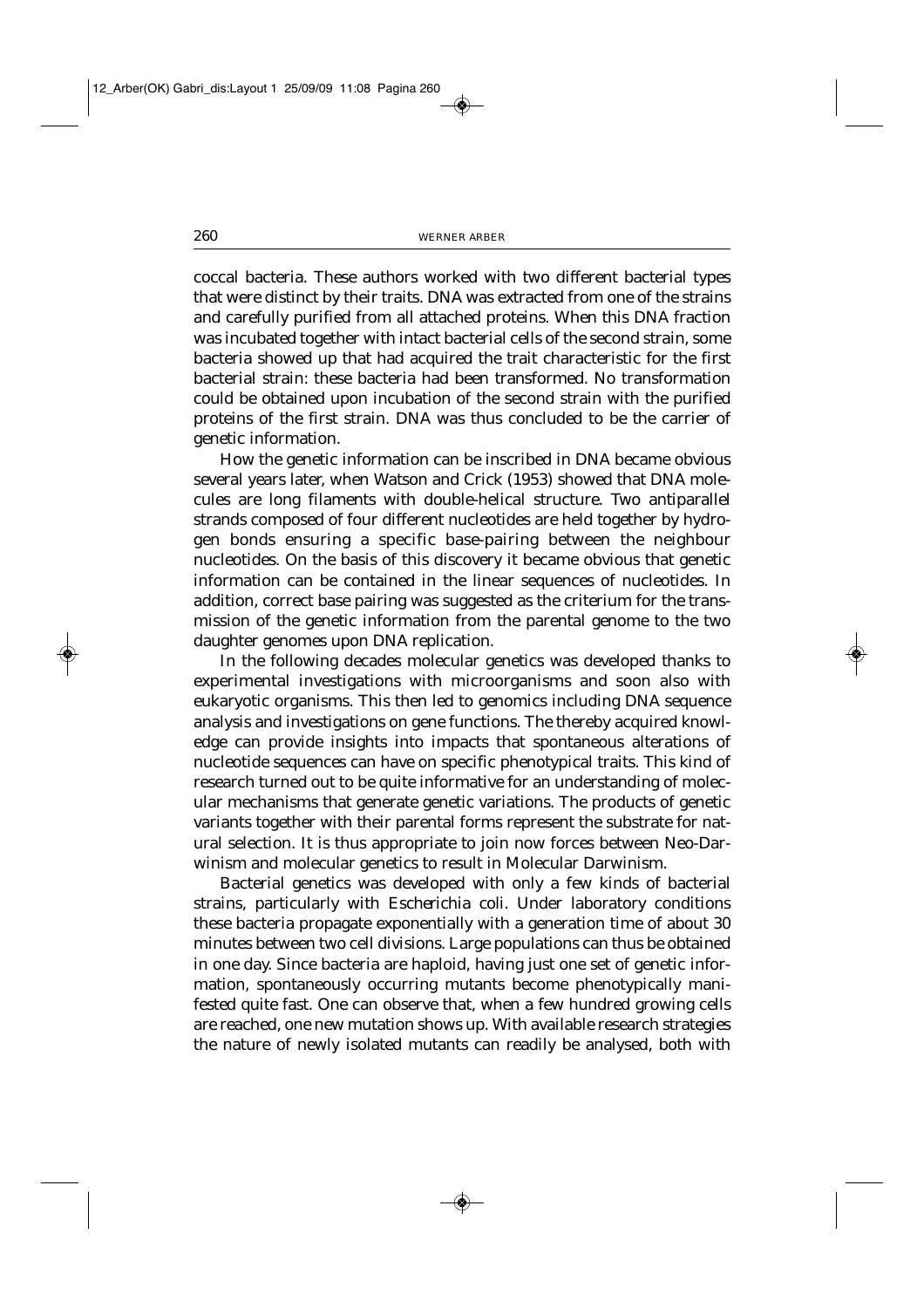coccal bacteria. These authors worked with two different bacterial types that were distinct by their traits. DNA was extracted from one of the strains and carefully purified from all attached proteins. When this DNA fraction was incubated together with intact bacterial cells of the second strain, some bacteria showed up that had acquired the trait characteristic for the first bacterial strain: these bacteria had been transformed. No transformation could be obtained upon incubation of the second strain with the purified proteins of the first strain. DNA was thus concluded to be the carrier of genetic information.

How the genetic information can be inscribed in DNA became obvious several years later, when Watson and Crick (1953) showed that DNA molecules are long filaments with double-helical structure. Two antiparallel strands composed of four different nucleotides are held together by hydrogen bonds ensuring a specific base-pairing between the neighbour nucleotides. On the basis of this discovery it became obvious that genetic information can be contained in the linear sequences of nucleotides. In addition, correct base pairing was suggested as the criterium for the transmission of the genetic information from the parental genome to the two daughter genomes upon DNA replication.

In the following decades molecular genetics was developed thanks to experimental investigations with microorganisms and soon also with eukaryotic organisms. This then led to genomics including DNA sequence analysis and investigations on gene functions. The thereby acquired knowledge can provide insights into impacts that spontaneous alterations of nucleotide sequences can have on specific phenotypical traits. This kind of research turned out to be quite informative for an understanding of molecular mechanisms that generate genetic variations. The products of genetic variants together with their parental forms represent the substrate for natural selection. It is thus appropriate to join now forces between Neo-Darwinism and molecular genetics to result in Molecular Darwinism.

Bacterial genetics was developed with only a few kinds of bacterial strains, particularly with *Escherichia coli*. Under laboratory conditions these bacteria propagate exponentially with a generation time of about 30 minutes between two cell divisions. Large populations can thus be obtained in one day. Since bacteria are haploid, having just one set of genetic information, spontaneously occurring mutants become phenotypically manifested quite fast. One can observe that, when a few hundred growing cells are reached, one new mutation shows up. With available research strategies the nature of newly isolated mutants can readily be analysed, both with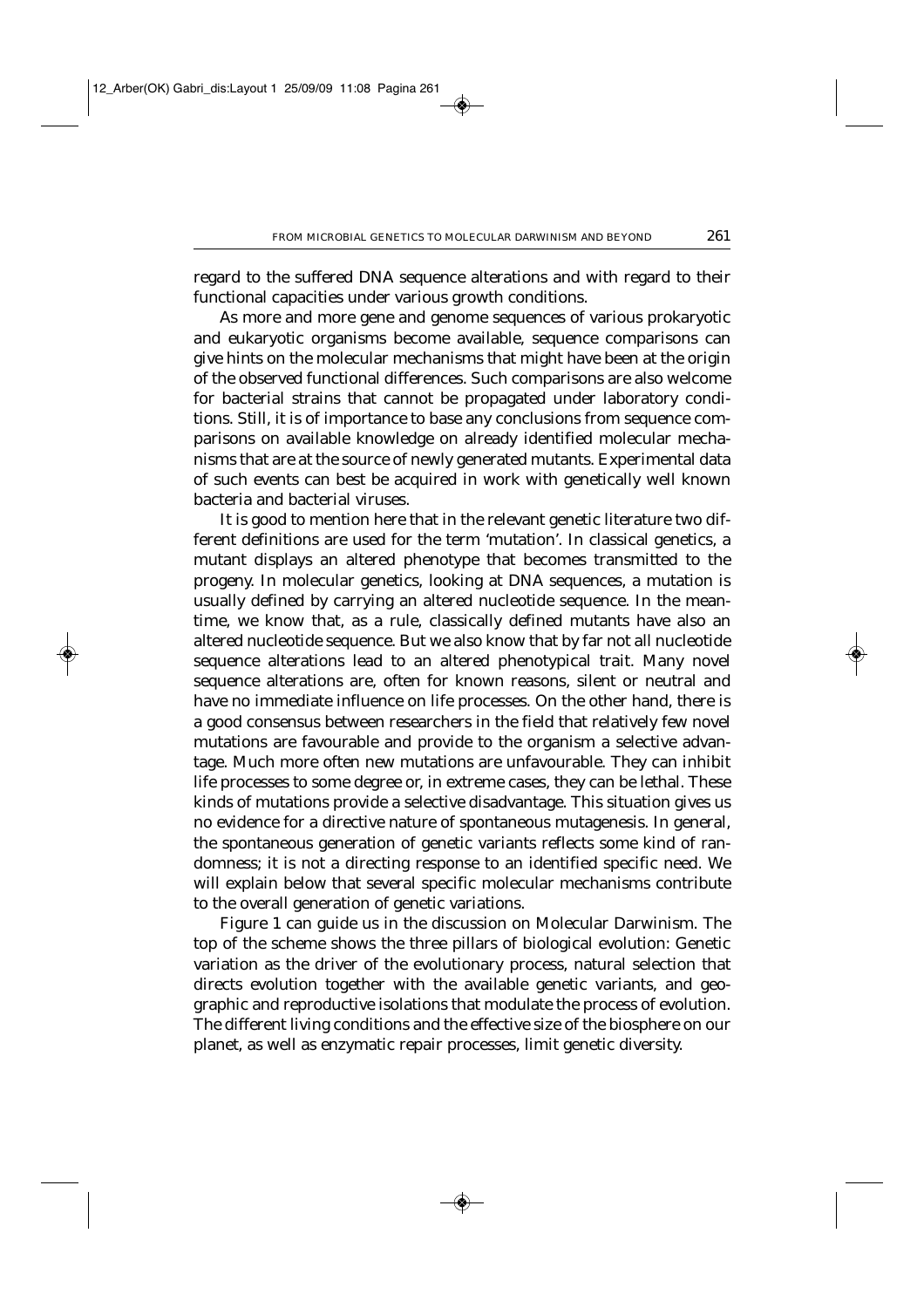regard to the suffered DNA sequence alterations and with regard to their functional capacities under various growth conditions.

As more and more gene and genome sequences of various prokaryotic and eukaryotic organisms become available, sequence comparisons can give hints on the molecular mechanisms that might have been at the origin of the observed functional differences. Such comparisons are also welcome for bacterial strains that cannot be propagated under laboratory conditions. Still, it is of importance to base any conclusions from sequence comparisons on available knowledge on already identified molecular mechanisms that are at the source of newly generated mutants. Experimental data of such events can best be acquired in work with genetically well known bacteria and bacterial viruses.

It is good to mention here that in the relevant genetic literature two different definitions are used for the term 'mutation'. In classical genetics, a mutant displays an altered phenotype that becomes transmitted to the progeny. In molecular genetics, looking at DNA sequences, a mutation is usually defined by carrying an altered nucleotide sequence. In the meantime, we know that, as a rule, classically defined mutants have also an altered nucleotide sequence. But we also know that by far not all nucleotide sequence alterations lead to an altered phenotypical trait. Many novel sequence alterations are, often for known reasons, silent or neutral and have no immediate influence on life processes. On the other hand, there is a good consensus between researchers in the field that relatively few novel mutations are favourable and provide to the organism a selective advantage. Much more often new mutations are unfavourable. They can inhibit life processes to some degree or, in extreme cases, they can be lethal. These kinds of mutations provide a selective disadvantage. This situation gives us no evidence for a directive nature of spontaneous mutagenesis. In general, the spontaneous generation of genetic variants reflects some kind of randomness; it is not a directing response to an identified specific need. We will explain below that several specific molecular mechanisms contribute to the overall generation of genetic variations.

Figure 1 can guide us in the discussion on Molecular Darwinism. The top of the scheme shows the three pillars of biological evolution: Genetic variation as the driver of the evolutionary process, natural selection that directs evolution together with the available genetic variants, and geographic and reproductive isolations that modulate the process of evolution. The different living conditions and the effective size of the biosphere on our planet, as well as enzymatic repair processes, limit genetic diversity.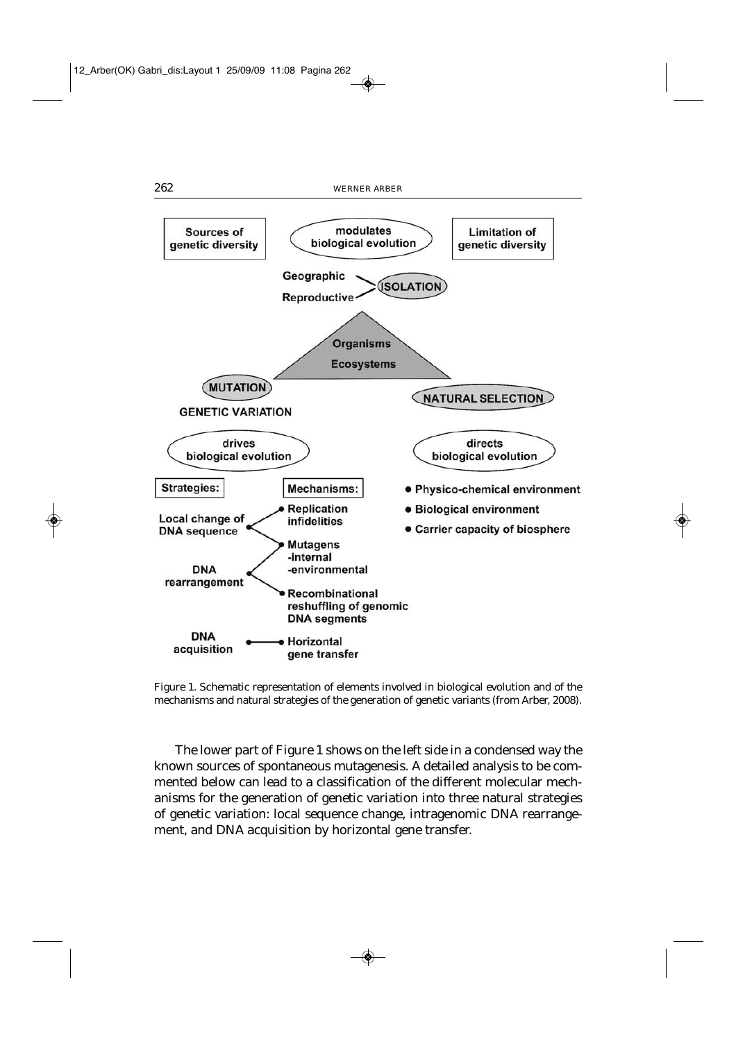Figure 1. Schematic representation of elements involved in biological evolution and of the mechanisms and natural strategies of the generation of genetic variants (from Arber, 2008).

The lower part of Figure 1 shows on the left side in a condensed way the known sources of spontaneous mutagenesis. A detailed analysis to be commented below can lead to a classification of the different molecular mechanisms for the generation of genetic variation into three natural strategies of genetic variation: local sequence change, intragenomic DNA rearrangement, and DNA acquisition by horizontal gene transfer.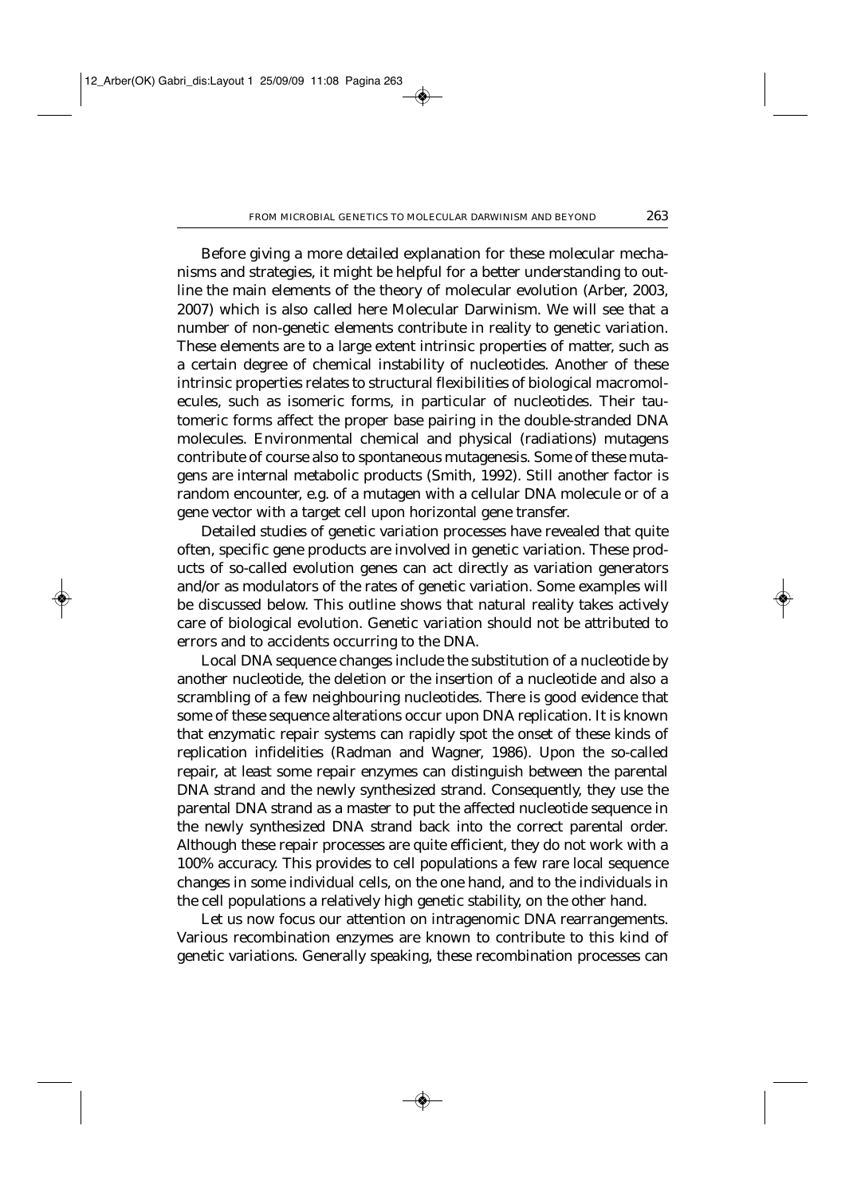Before giving a more detailed explanation for these molecular mechanisms and strategies, it might be helpful for a better understanding to outline the main elements of the theory of molecular evolution (Arber, 2003, 2007) which is also called here Molecular Darwinism. We will see that a number of non-genetic elements contribute in reality to genetic variation. These elements are to a large extent intrinsic properties of matter, such as a certain degree of chemical instability of nucleotides. Another of these intrinsic properties relates to structural flexibilities of biological macromolecules, such as isomeric forms, in particular of nucleotides. Their tautomeric forms affect the proper base pairing in the double-stranded DNA molecules. Environmental chemical and physical (radiations) mutagens contribute of course also to spontaneous mutagenesis. Some of these mutagens are internal metabolic products (Smith, 1992). Still another factor is random encounter, e.g. of a mutagen with a cellular DNA molecule or of a gene vector with a target cell upon horizontal gene transfer.

Detailed studies of genetic variation processes have revealed that quite often, specific gene products are involved in genetic variation. These products of so-called evolution genes can act directly as variation generators and/or as modulators of the rates of genetic variation. Some examples will be discussed below. This outline shows that natural reality takes actively care of biological evolution. Genetic variation should not be attributed to errors and to accidents occurring to the DNA.

Local DNA sequence changes include the substitution of a nucleotide by another nucleotide, the deletion or the insertion of a nucleotide and also a scrambling of a few neighbouring nucleotides. There is good evidence that some of these sequence alterations occur upon DNA replication. It is known that enzymatic repair systems can rapidly spot the onset of these kinds of replication infidelities (Radman and Wagner, 1986). Upon the so-called repair, at least some repair enzymes can distinguish between the parental DNA strand and the newly synthesized strand. Consequently, they use the parental DNA strand as a master to put the affected nucleotide sequence in the newly synthesized DNA strand back into the correct parental order. Although these repair processes are quite efficient, they do not work with a 100% accuracy. This provides to cell populations a few rare local sequence changes in some individual cells, on the one hand, and to the individuals in the cell populations a relatively high genetic stability, on the other hand.

Let us now focus our attention on intragenomic DNA rearrangements. Various recombination enzymes are known to contribute to this kind of genetic variations. Generally speaking, these recombination processes can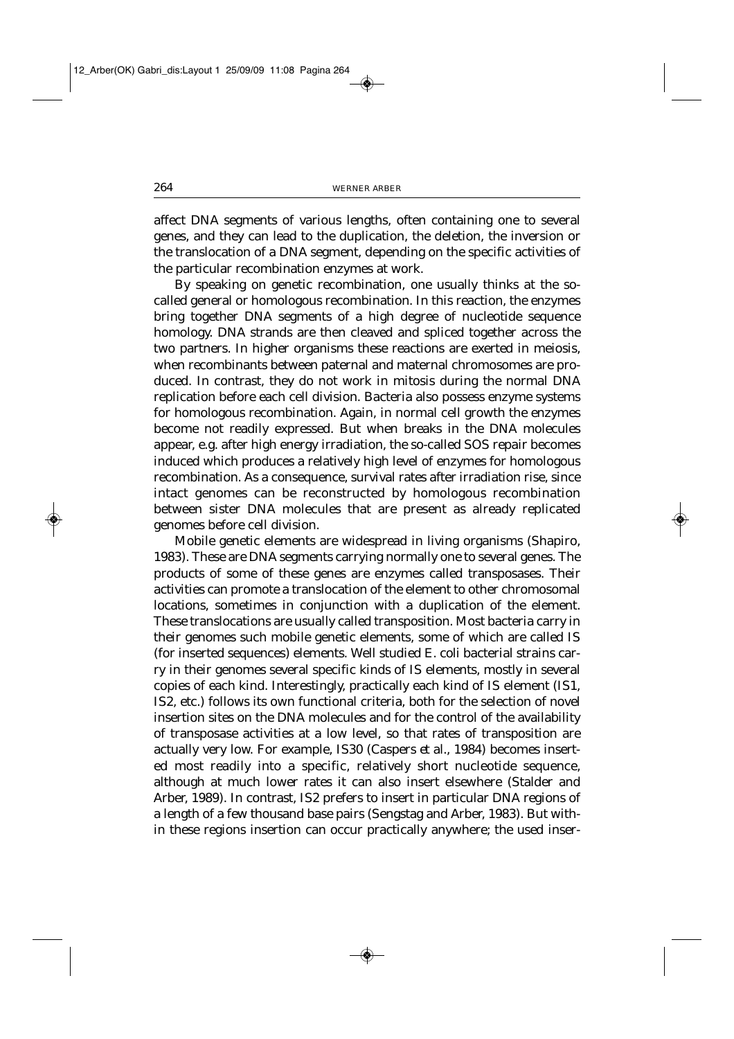affect DNA segments of various lengths, often containing one to several genes, and they can lead to the duplication, the deletion, the inversion or the translocation of a DNA segment, depending on the specific activities of the particular recombination enzymes at work.

By speaking on genetic recombination, one usually thinks at the so-called general or homologous recombination. In this reaction, the enzymes bring together DNA segments of a high degree of nucleotide sequence homology. DNA strands are then cleaved and spliced together across the two partners. In higher organisms these reactions are exerted in meiosis, when recombinants between paternal and maternal chromosomes are produced. In contrast, they do not work in mitosis during the normal DNA replication before each cell division. Bacteria also possess enzyme systems for homologous recombination. Again, in normal cell growth the enzymes become not readily expressed. But when breaks in the DNA molecules appear, e.g. after high energy irradiation, the so-called SOS repair becomes induced which produces a relatively high level of enzymes for homologous recombination. As a consequence, survival rates after irradiation rise, since intact genomes can be reconstructed by homologous recombination between sister DNA molecules that are present as already replicated genomes before cell division.

Mobile genetic elements are widespread in living organisms (Shapiro, 1983). These are DNA segments carrying normally one to several genes. The products of some of these genes are enzymes called transposases. Their activities can promote a translocation of the element to other chromosomal locations, sometimes in conjunction with a duplication of the element. These translocations are usually called transposition. Most bacteria carry in their genomes such mobile genetic elements, some of which are called IS (for inserted sequences) elements. Well studied E. coli bacterial strains carry in their genomes several specific kinds of IS elements, mostly in several copies of each kind. Interestingly, practically each kind of IS element (IS1, IS2, etc.) follows its own functional criteria, both for the selection of novel insertion sites on the DNA molecules and for the control of the availability of transposase activities at a low level, so that rates of transposition are actually very low. For example, IS30 (Caspers *et al*., 1984) becomes inserted most readily into a specific, relatively short nucleotide sequence, although at much lower rates it can also insert elsewhere (Stalder and Arber, 1989). In contrast, IS2 prefers to insert in particular DNA regions of a length of a few thousand base pairs (Sengstag and Arber, 1983). But within these regions insertion can occur practically anywhere; the used inser-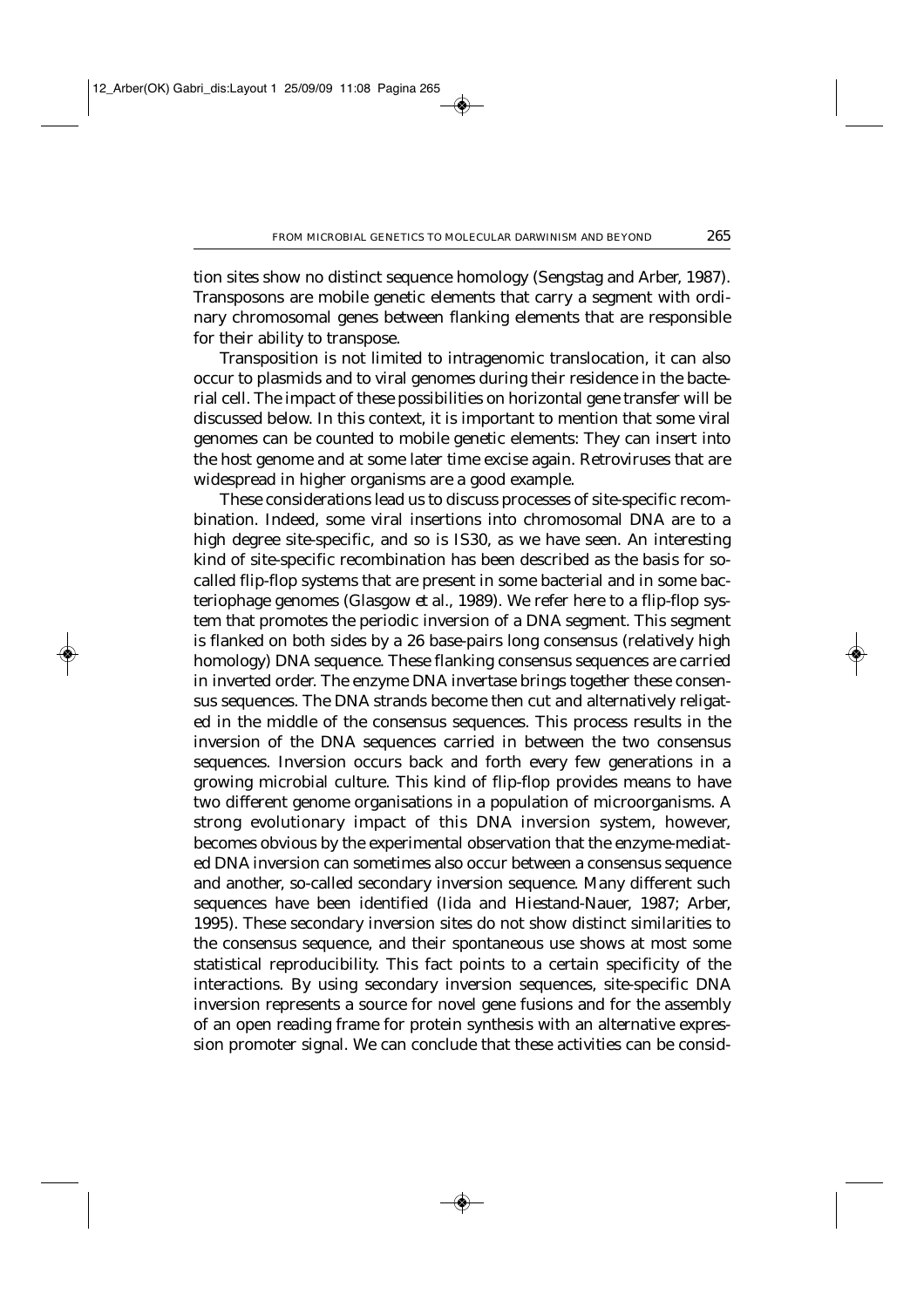tion sites show no distinct sequence homology (Sengstag and Arber, 1987). Transposons are mobile genetic elements that carry a segment with ordinary chromosomal genes between flanking elements that are responsible for their ability to transpose.

Transposition is not limited to intragenomic translocation, it can also occur to plasmids and to viral genomes during their residence in the bacterial cell. The impact of these possibilities on horizontal gene transfer will be discussed below. In this context, it is important to mention that some viral genomes can be counted to mobile genetic elements: They can insert into the host genome and at some later time excise again. Retroviruses that are widespread in higher organisms are a good example.

These considerations lead us to discuss processes of site-specific recombination. Indeed, some viral insertions into chromosomal DNA are to a high degree site-specific, and so is IS30, as we have seen. An interesting kind of site-specific recombination has been described as the basis for so-called flip-flop systems that are present in some bacterial and in some bacteriophage genomes (Glasgow *et al.*, 1989). We refer here to a flip-flop system that promotes the periodic inversion of a DNA segment. This segment is flanked on both sides by a 26 base-pairs long consensus (relatively high homology) DNA sequence. These flanking consensus sequences are carried in inverted order. The enzyme DNA invertase brings together these consensus sequences. The DNA strands become then cut and alternatively religated in the middle of the consensus sequences. This process results in the inversion of the DNA sequences carried in between the two consensus sequences. Inversion occurs back and forth every few generations in a growing microbial culture. This kind of flip-flop provides means to have two different genome organisations in a population of microorganisms. A strong evolutionary impact of this DNA inversion system, however, becomes obvious by the experimental observation that the enzyme-mediated DNA inversion can sometimes also occur between a consensus sequence and another, so-called secondary inversion sequence. Many different such sequences have been identified (Iida and Hiestand-Nauer, 1987; Arber, 1995). These secondary inversion sites do not show distinct similarities to the consensus sequence, and their spontaneous use shows at most some statistical reproducibility. This fact points to a certain specificity of the interactions. By using secondary inversion sequences, site-specific DNA inversion represents a source for novel gene fusions and for the assembly of an open reading frame for protein synthesis with an alternative expression promoter signal. We can conclude that these activities can be consid-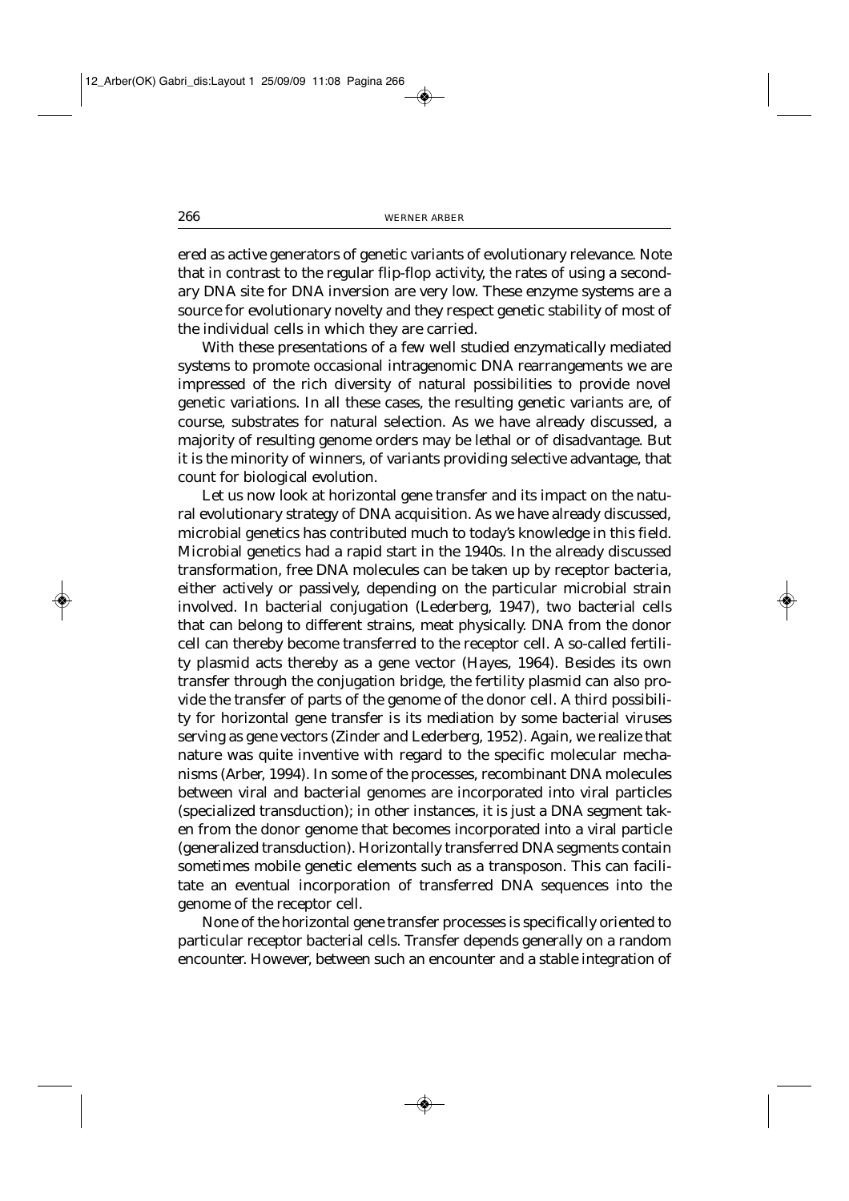ered as active generators of genetic variants of evolutionary relevance. Note that in contrast to the regular flip-flop activity, the rates of using a secondary DNA site for DNA inversion are very low. These enzyme systems are a source for evolutionary novelty and they respect genetic stability of most of the individual cells in which they are carried.

With these presentations of a few well studied enzymatically mediated systems to promote occasional intragenomic DNA rearrangements we are impressed of the rich diversity of natural possibilities to provide novel genetic variations. In all these cases, the resulting genetic variants are, of course, substrates for natural selection. As we have already discussed, a majority of resulting genome orders may be lethal or of disadvantage. But it is the minority of winners, of variants providing selective advantage, that count for biological evolution.

Let us now look at horizontal gene transfer and its impact on the natural evolutionary strategy of DNA acquisition. As we have already discussed, microbial genetics has contributed much to today's knowledge in this field. Microbial genetics had a rapid start in the 1940s. In the already discussed transformation, free DNA molecules can be taken up by receptor bacteria, either actively or passively, depending on the particular microbial strain involved. In bacterial conjugation (Lederberg, 1947), two bacterial cells that can belong to different strains, meat physically. DNA from the donor cell can thereby become transferred to the receptor cell. A so-called fertility plasmid acts thereby as a gene vector (Hayes, 1964). Besides its own transfer through the conjugation bridge, the fertility plasmid can also provide the transfer of parts of the genome of the donor cell. A third possibility for horizontal gene transfer is its mediation by some bacterial viruses serving as gene vectors (Zinder and Lederberg, 1952). Again, we realize that nature was quite inventive with regard to the specific molecular mechanisms (Arber, 1994). In some of the processes, recombinant DNA molecules between viral and bacterial genomes are incorporated into viral particles (specialized transduction); in other instances, it is just a DNA segment taken from the donor genome that becomes incorporated into a viral particle (generalized transduction). Horizontally transferred DNA segments contain sometimes mobile genetic elements such as a transposon. This can facilitate an eventual incorporation of transferred DNA sequences into the genome of the receptor cell.

None of the horizontal gene transfer processes is specifically oriented to particular receptor bacterial cells. Transfer depends generally on a random encounter. However, between such an encounter and a stable integration of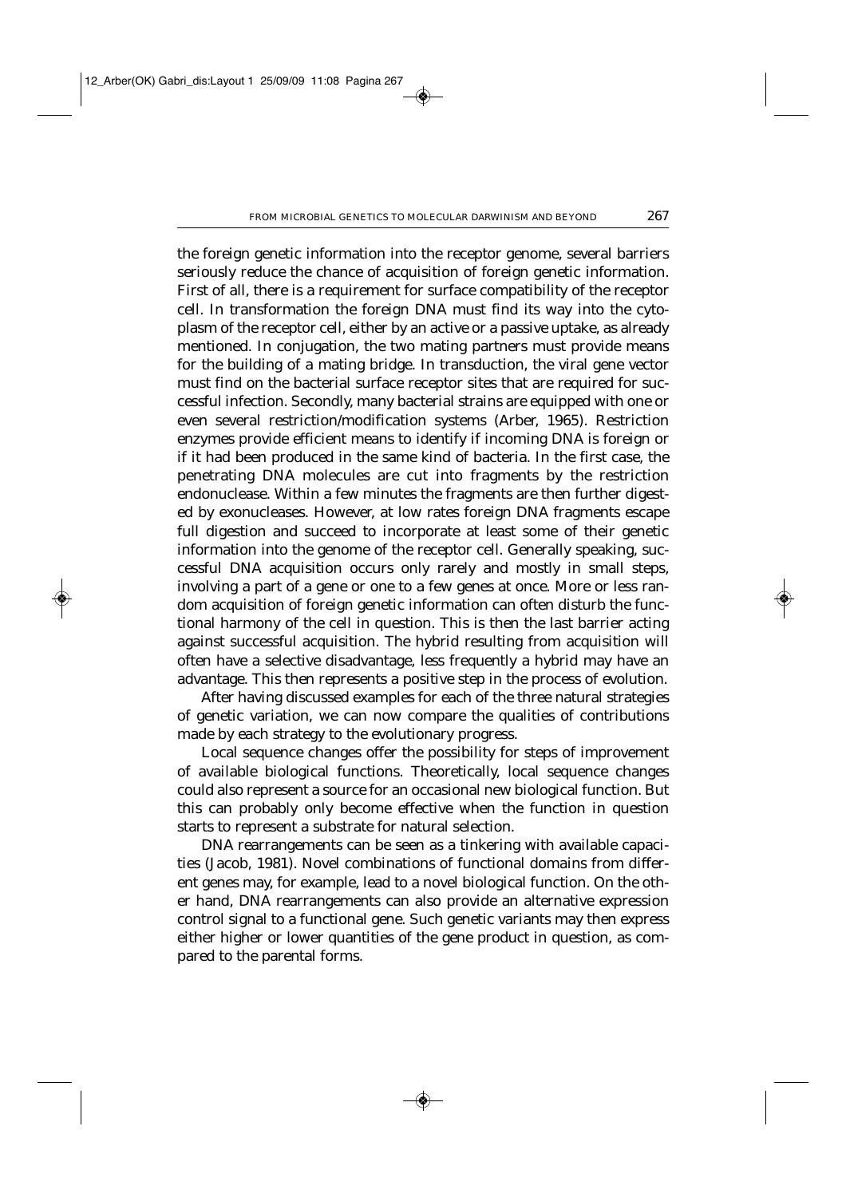the foreign genetic information into the receptor genome, several barriers seriously reduce the chance of acquisition of foreign genetic information. First of all, there is a requirement for surface compatibility of the receptor cell. In transformation the foreign DNA must find its way into the cytoplasm of the receptor cell, either by an active or a passive uptake, as already mentioned. In conjugation, the two mating partners must provide means for the building of a mating bridge. In transduction, the viral gene vector must find on the bacterial surface receptor sites that are required for successful infection. Secondly, many bacterial strains are equipped with one or even several restriction/modification systems (Arber, 1965). Restriction enzymes provide efficient means to identify if incoming DNA is foreign or if it had been produced in the same kind of bacteria. In the first case, the penetrating DNA molecules are cut into fragments by the restriction endonuclease. Within a few minutes the fragments are then further digested by exonucleases. However, at low rates foreign DNA fragments escape full digestion and succeed to incorporate at least some of their genetic information into the genome of the receptor cell. Generally speaking, successful DNA acquisition occurs only rarely and mostly in small steps, involving a part of a gene or one to a few genes at once. More or less random acquisition of foreign genetic information can often disturb the functional harmony of the cell in question. This is then the last barrier acting against successful acquisition. The hybrid resulting from acquisition will often have a selective disadvantage, less frequently a hybrid may have an advantage. This then represents a positive step in the process of evolution.

After having discussed examples for each of the three natural strategies of genetic variation, we can now compare the qualities of contributions made by each strategy to the evolutionary progress.

Local sequence changes offer the possibility for steps of improvement of available biological functions. Theoretically, local sequence changes could also represent a source for an occasional new biological function. But this can probably only become effective when the function in question starts to represent a substrate for natural selection.

DNA rearrangements can be seen as a tinkering with available capacities (Jacob, 1981). Novel combinations of functional domains from different genes may, for example, lead to a novel biological function. On the other hand, DNA rearrangements can also provide an alternative expression control signal to a functional gene. Such genetic variants may then express either higher or lower quantities of the gene product in question, as compared to the parental forms.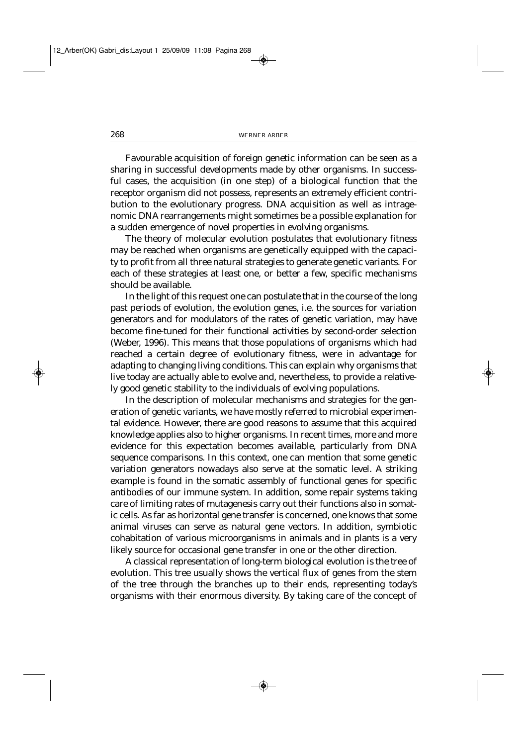Favourable acquisition of foreign genetic information can be seen as a sharing in successful developments made by other organisms. In successful cases, the acquisition (in one step) of a biological function that the receptor organism did not possess, represents an extremely efficient contribution to the evolutionary progress. DNA acquisition as well as intragenomic DNA rearrangements might sometimes be a possible explanation for a sudden emergence of novel properties in evolving organisms.

The theory of molecular evolution postulates that evolutionary fitness may be reached when organisms are genetically equipped with the capacity to profit from all three natural strategies to generate genetic variants. For each of these strategies at least one, or better a few, specific mechanisms should be available.

In the light of this request one can postulate that in the course of the long past periods of evolution, the evolution genes, i.e. the sources for variation generators and for modulators of the rates of genetic variation, may have become fine-tuned for their functional activities by second-order selection (Weber, 1996). This means that those populations of organisms which had reached a certain degree of evolutionary fitness, were in advantage for adapting to changing living conditions. This can explain why organisms that live today are actually able to evolve and, nevertheless, to provide a relatively good genetic stability to the individuals of evolving populations.

In the description of molecular mechanisms and strategies for the generation of genetic variants, we have mostly referred to microbial experimental evidence. However, there are good reasons to assume that this acquired knowledge applies also to higher organisms. In recent times, more and more evidence for this expectation becomes available, particularly from DNA sequence comparisons. In this context, one can mention that some genetic variation generators nowadays also serve at the somatic level. A striking example is found in the somatic assembly of functional genes for specific antibodies of our immune system. In addition, some repair systems taking care of limiting rates of mutagenesis carry out their functions also in somatic cells. As far as horizontal gene transfer is concerned, one knows that some animal viruses can serve as natural gene vectors. In addition, symbiotic cohabitation of various microorganisms in animals and in plants is a very likely source for occasional gene transfer in one or the other direction.

A classical representation of long-term biological evolution is the tree of evolution. This tree usually shows the vertical flux of genes from the stem of the tree through the branches up to their ends, representing today's organisms with their enormous diversity. By taking care of the concept of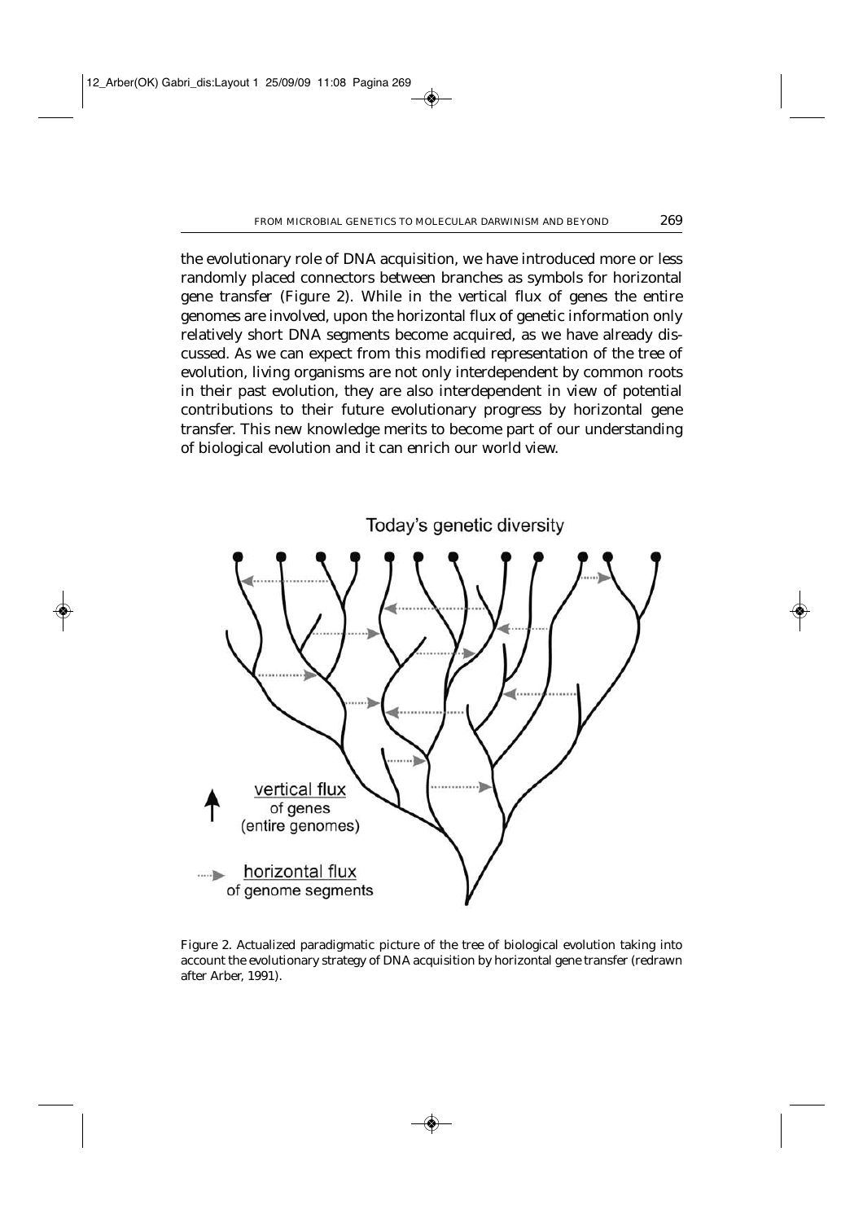the evolutionary role of DNA acquisition, we have introduced more or less randomly placed connectors between branches as symbols for horizontal gene transfer (Figure 2). While in the vertical flux of genes the entire genomes are involved, upon the horizontal flux of genetic information only relatively short DNA segments become acquired, as we have already discussed. As we can expect from this modified representation of the tree of evolution, living organisms are not only interdependent by common roots in their past evolution, they are also interdependent in view of potential contributions to their future evolutionary progress by horizontal gene transfer. This new knowledge merits to become part of our understanding of biological evolution and it can enrich our world view.

Figure 2. Actualized paradigmatic picture of the tree of biological evolution taking into account the evolutionary strategy of DNA acquisition by horizontal gene transfer (redrawn after Arber, 1991).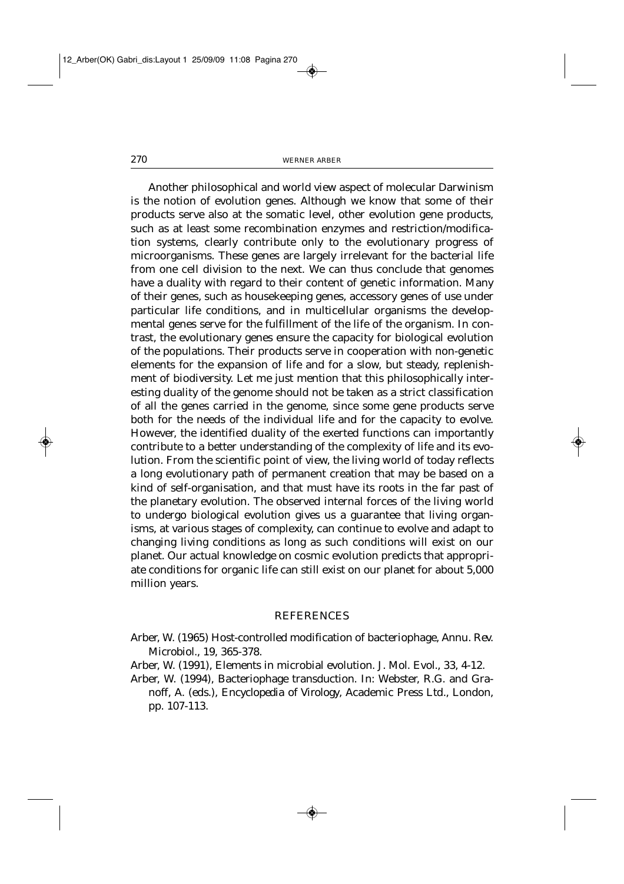Another philosophical and world view aspect of molecular Darwinism is the notion of evolution genes. Although we know that some of their products serve also at the somatic level, other evolution gene products, such as at least some recombination enzymes and restriction/modification systems, clearly contribute only to the evolutionary progress of microorganisms. These genes are largely irrelevant for the bacterial life from one cell division to the next. We can thus conclude that genomes have a duality with regard to their content of genetic information. Many of their genes, such as housekeeping genes, accessory genes of use under particular life conditions, and in multicellular organisms the developmental genes serve for the fulfillment of the life of the organism. In contrast, the evolutionary genes ensure the capacity for biological evolution of the populations. Their products serve in cooperation with non-genetic elements for the expansion of life and for a slow, but steady, replenishment of biodiversity. Let me just mention that this philosophically interesting duality of the genome should not be taken as a strict classification of all the genes carried in the genome, since some gene products serve both for the needs of the individual life and for the capacity to evolve. However, the identified duality of the exerted functions can importantly contribute to a better understanding of the complexity of life and its evolution. From the scientific point of view, the living world of today reflects a long evolutionary path of permanent creation that may be based on a kind of self-organisation, and that must have its roots in the far past of the planetary evolution. The observed internal forces of the living world to undergo biological evolution gives us a guarantee that living organisms, at various stages of complexity, can continue to evolve and adapt to changing living conditions as long as such conditions will exist on our planet. Our actual knowledge on cosmic evolution predicts that appropriate conditions for organic life can still exist on our planet for about 5,000 million years.

## REFERENCES

Arber, W. (1965) Host-controlled modification of bacteriophage, Annu. Rev. Microbiol., 19, 365-378.

Arber, W. (1991), Elements in microbial evolution. J. Mol. Evol., 33, 4-12.

Arber, W. (1994), Bacteriophage transduction. In: Webster, R.G. and Granoff, A. (eds.), *Encyclopedia of Virology*, Academic Press Ltd., London, pp. 107-113.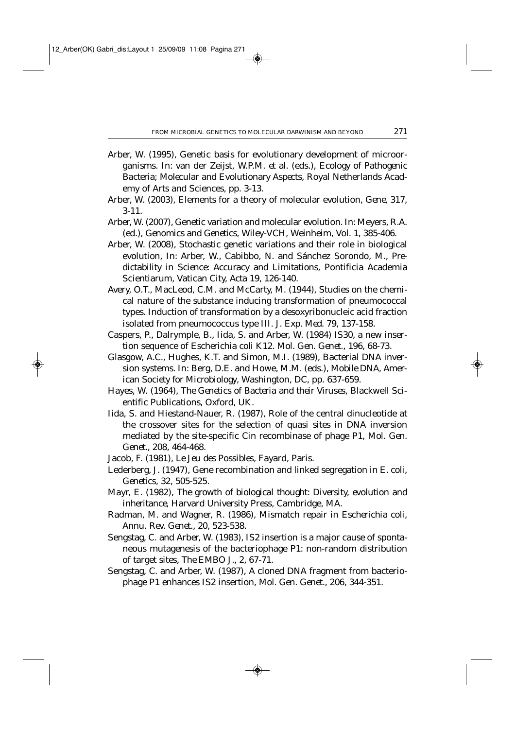Arber, W. (1995), Genetic basis for evolutionary development of microorganisms. In: van der Zeijst, W.P.M. *et al.* (eds.), *Ecology of Pathogenic Bacteria; Molecular and Evolutionary Aspects*, Royal Netherlands Academy of Arts and Sciences, pp. 3-13.

Arber, W. (2003), Elements for a theory of molecular evolution, *Gene*, 317, 3-11.

Arber, W. (2007), Genetic variation and molecular evolution. In: Meyers, R.A. (ed.), *Genomics and Genetics*, Wiley-VCH, Weinheim, Vol. 1, 385-406.

Arber, W. (2008), Stochastic genetic variations and their role in biological evolution, In: Arber, W., Cabibbo, N. and Sánchez Sorondo, M., *Predictability in Science: Accuracy and Limitations*, Pontificia Academia Scientiarum, Vatican City, Acta 19, 126-140.

Avery, O.T., MacLeod, C.M. and McCarty, M. (1944), Studies on the chemical nature of the substance inducing transformation of pneumococcal types. Induction of transformation by a desoxyribonucleic acid fraction isolated from pneumococcus type III. *J. Exp. Med.* 79, 137-158.

Caspers, P., Dalrymple, B., Iida, S. and Arber, W. (1984) IS30, a new insertion sequence of *Escherichia coli* K12. *Mol. Gen. Genet.*, 196, 68-73.

Glasgow, A.C., Hughes, K.T. and Simon, M.I. (1989), Bacterial DNA inversion systems. In: Berg, D.E. and Howe, M.M. (eds.), *Mobile DNA*, American Society for Microbiology, Washington, DC, pp. 637-659.

Hayes, W. (1964), *The Genetics of Bacteria and their Viruses*, Blackwell Scientific Publications, Oxford, UK.

Iida, S. and Hiestand-Nauer, R. (1987), Role of the central dinucleotide at the crossover sites for the selection of quasi sites in DNA inversion mediated by the site-specific Cin recombinase of phage P1, *Mol. Gen. Genet.*, 208, 464-468.

Jacob, F. (1981), *Le Jeu des Possibles*, Fayard, Paris.

Lederberg, J. (1947), Gene recombination and linked segregation in *E. coli*, *Genetics*, 32, 505-525.

Mayr, E. (1982), *The growth of biological thought: Diversity, evolution and inheritance*, Harvard University Press, Cambridge, MA.

Radman, M. and Wagner, R. (1986), Mismatch repair in *Escherichia coli*, *Annu. Rev. Genet.*, 20, 523-538.

Sengstag, C. and Arber, W. (1983), IS2 insertion is a major cause of spontaneous mutagenesis of the bacteriophage P1: non-random distribution of target sites, *The EMBO J.*, 2, 67-71.

Sengstag, C. and Arber, W. (1987), A cloned DNA fragment from bacteriophage P1 enhances IS2 insertion, *Mol. Gen. Genet.*, 206, 344-351.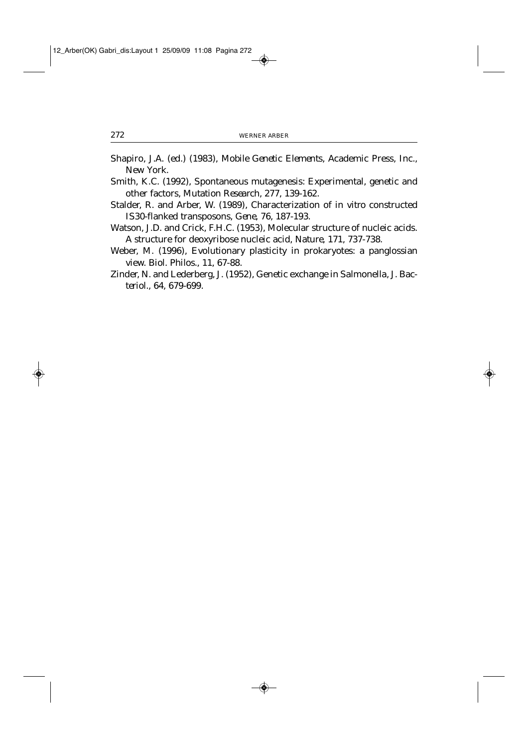Shapiro, J.A. (ed.) (1983), *Mobile Genetic Elements*, Academic Press, Inc., New York.

Smith, K.C. (1992), Spontaneous mutagenesis: Experimental, genetic and other factors, *Mutation Research*, 277, 139-162.

Stalder, R. and Arber, W. (1989), Characterization of in vitro constructed IS30-flanked transposons, *Gene*, 76, 187-193.

Watson, J.D. and Crick, F.H.C. (1953), Molecular structure of nucleic acids. A structure for deoxyribose nucleic acid, *Nature*, 171, 737-738.

Weber, M. (1996), Evolutionary plasticity in prokaryotes: a panglossian view. *Biol. Philos.*, 11, 67-88.

Zinder, N. and Lederberg, J. (1952), Genetic exchange in Salmonella, *J. Bacteriol.*, 64, 679-699.